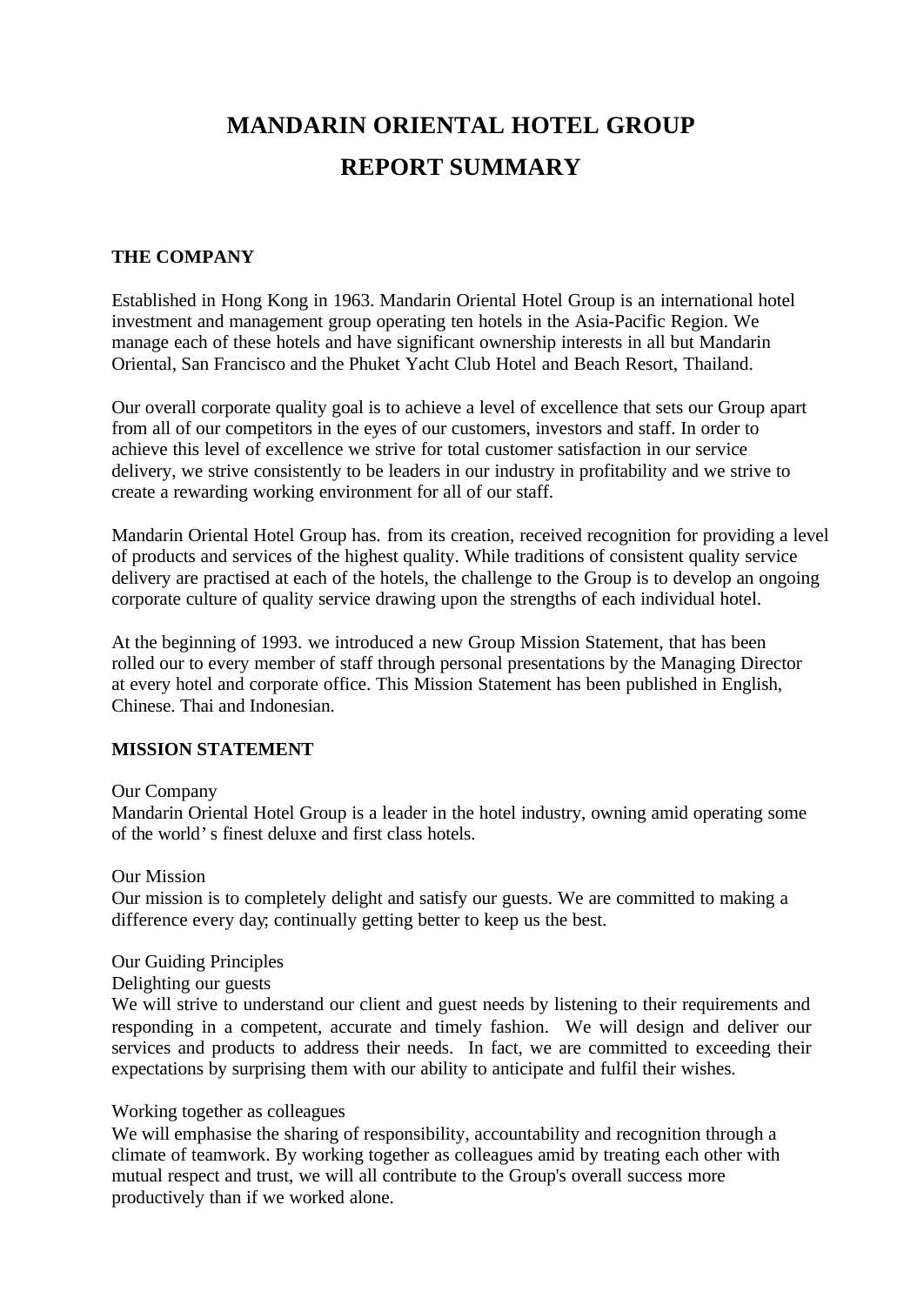# MANDARIN ORIENTAL HOTEL GROUP

# REPORT SUMMARY

## THE COMPANY

Established in Hong Kong in 1963. Mandarin Oriental Hotel Group is an international hotel investment and management group operating ten hotels in the Asia-Pacific Region. We manage each of these hotels and have significant ownership interests in all but Mandarin Oriental, San Francisco and the Phuket Yacht Club Hotel and Beach Resort, Thailand.

Our overall corporate quality goal is to achieve a level of excellence that sets our Group apart from all of our competitors in the eyes of our customers, investors and staff. In order to achieve this level of excellence we strive for total customer satisfaction in our service delivery, we strive consistently to be leaders in our industry in profitability and we strive to create a rewarding working environment for all of our staff.

Mandarin Oriental Hotel Group has. from its creation, received recognition for providing a level of products and services of the highest quality. While traditions of consistent quality service delivery are practised at each of the hotels, the challenge to the Group is to develop an ongoing corporate culture of quality service drawing upon the strengths of each individual hotel.

At the beginning of 1993. we introduced a new Group Mission Statement, that has been rolled our to every member of staff through personal presentations by the Managing Director at every hotel and corporate office. This Mission Statement has been published in English, Chinese. Thai and Indonesian.

## MISSION STATEMENT

Our Company
Mandarin Oriental Hotel Group is a leader in the hotel industry, owning amid operating some of the world' s finest deluxe and first class hotels.

Our Mission
Our mission is to completely delight and satisfy our guests. We are committed to making a difference every day; continually getting better to keep us the best.

Our Guiding Principles
Delighting our guests
We will strive to understand our client and guest needs by listening to their requirements and responding in a competent, accurate and timely fashion. We will design and deliver our services and products to address their needs. In fact, we are committed to exceeding their expectations by surprising them with our ability to anticipate and fulfil their wishes.

Working together as colleagues
We will emphasise the sharing of responsibility, accountability and recognition through a climate of teamwork. By working together as colleagues amid by treating each other with mutual respect and trust, we will all contribute to the Group's overall success more productively than if we worked alone.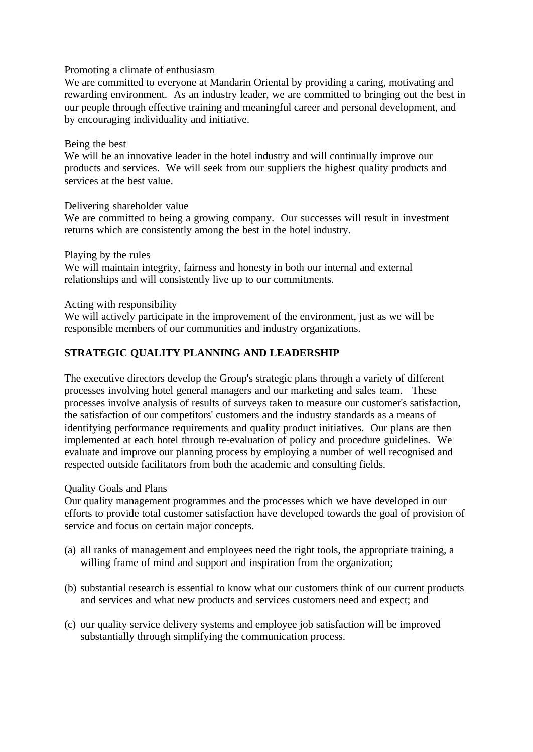Promoting a climate of enthusiasm
We are committed to everyone at Mandarin Oriental by providing a caring, motivating and rewarding environment. As an industry leader, we are committed to bringing out the best in our people through effective training and meaningful career and personal development, and by encouraging individuality and initiative.

Being the best
We will be an innovative leader in the hotel industry and will continually improve our products and services. We will seek from our suppliers the highest quality products and services at the best value.

Delivering shareholder value
We are committed to being a growing company. Our successes will result in investment returns which are consistently among the best in the hotel industry.

Playing by the rules
We will maintain integrity, fairness and honesty in both our internal and external relationships and will consistently live up to our commitments.

Acting with responsibility
We will actively participate in the improvement of the environment, just as we will be responsible members of our communities and industry organizations.

**STRATEGIC QUALITY PLANNING AND LEADERSHIP**

The executive directors develop the Group's strategic plans through a variety of different processes involving hotel general managers and our marketing and sales team. These processes involve analysis of results of surveys taken to measure our customer's satisfaction, the satisfaction of our competitors' customers and the industry standards as a means of identifying performance requirements and quality product initiatives. Our plans are then implemented at each hotel through re-evaluation of policy and procedure guidelines. We evaluate and improve our planning process by employing a number of well recognised and respected outside facilitators from both the academic and consulting fields.

Quality Goals and Plans
Our quality management programmes and the processes which we have developed in our efforts to provide total customer satisfaction have developed towards the goal of provision of service and focus on certain major concepts.

(a) all ranks of management and employees need the right tools, the appropriate training, a willing frame of mind and support and inspiration from the organization;

(b) substantial research is essential to know what our customers think of our current products and services and what new products and services customers need and expect; and

(c) our quality service delivery systems and employee job satisfaction will be improved substantially through simplifying the communication process.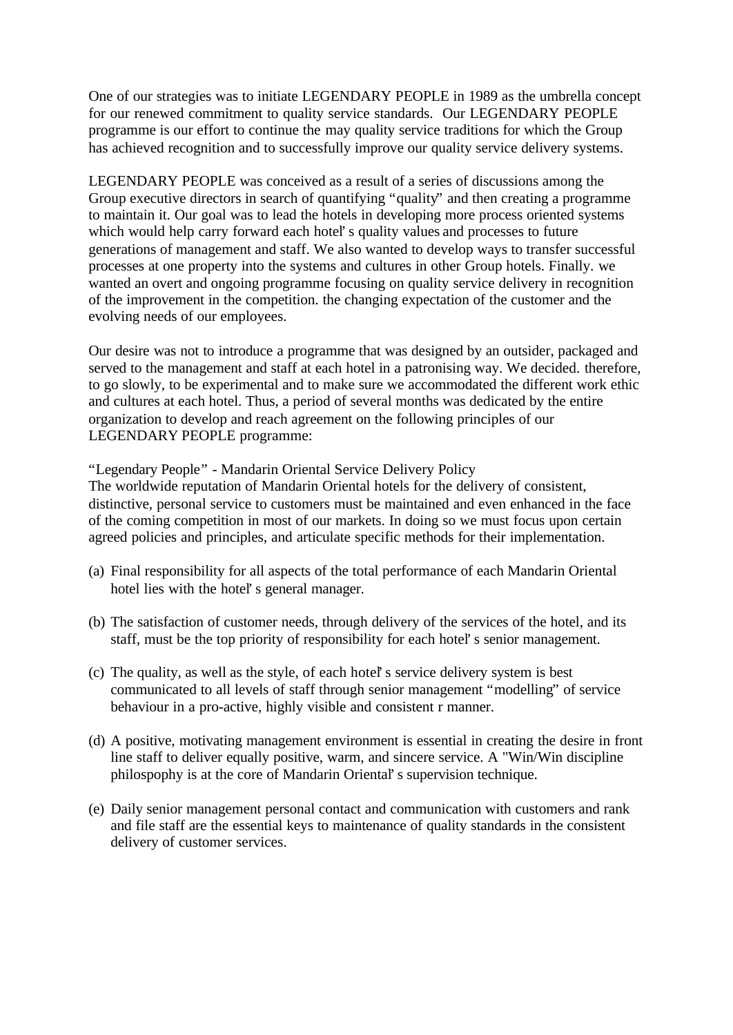One of our strategies was to initiate LEGENDARY PEOPLE in 1989 as the umbrella concept for our renewed commitment to quality service standards. Our LEGENDARY PEOPLE programme is our effort to continue the may quality service traditions for which the Group has achieved recognition and to successfully improve our quality service delivery systems.

LEGENDARY PEOPLE was conceived as a result of a series of discussions among the Group executive directors in search of quantifying "quality" and then creating a programme to maintain it. Our goal was to lead the hotels in developing more process oriented systems which would help carry forward each hotel's quality values and processes to future generations of management and staff. We also wanted to develop ways to transfer successful processes at one property into the systems and cultures in other Group hotels. Finally. we wanted an overt and ongoing programme focusing on quality service delivery in recognition of the improvement in the competition. the changing expectation of the customer and the evolving needs of our employees.

Our desire was not to introduce a programme that was designed by an outsider, packaged and served to the management and staff at each hotel in a patronising way. We decided. therefore, to go slowly, to be experimental and to make sure we accommodated the different work ethic and cultures at each hotel. Thus, a period of several months was dedicated by the entire organization to develop and reach agreement on the following principles of our LEGENDARY PEOPLE programme:

"Legendary People" - Mandarin Oriental Service Delivery Policy
The worldwide reputation of Mandarin Oriental hotels for the delivery of consistent, distinctive, personal service to customers must be maintained and even enhanced in the face of the coming competition in most of our markets. In doing so we must focus upon certain agreed policies and principles, and articulate specific methods for their implementation.

(a) Final responsibility for all aspects of the total performance of each Mandarin Oriental hotel lies with the hotel's general manager.

(b) The satisfaction of customer needs, through delivery of the services of the hotel, and its staff, must be the top priority of responsibility for each hotel's senior management.

(c) The quality, as well as the style, of each hotel's service delivery system is best communicated to all levels of staff through senior management "modelling" of service behaviour in a pro-active, highly visible and consistent r manner.

(d) A positive, motivating management environment is essential in creating the desire in front line staff to deliver equally positive, warm, and sincere service. A "Win/Win discipline philospophy is at the core of Mandarin Oriental's supervision technique.

(e) Daily senior management personal contact and communication with customers and rank and file staff are the essential keys to maintenance of quality standards in the consistent delivery of customer services.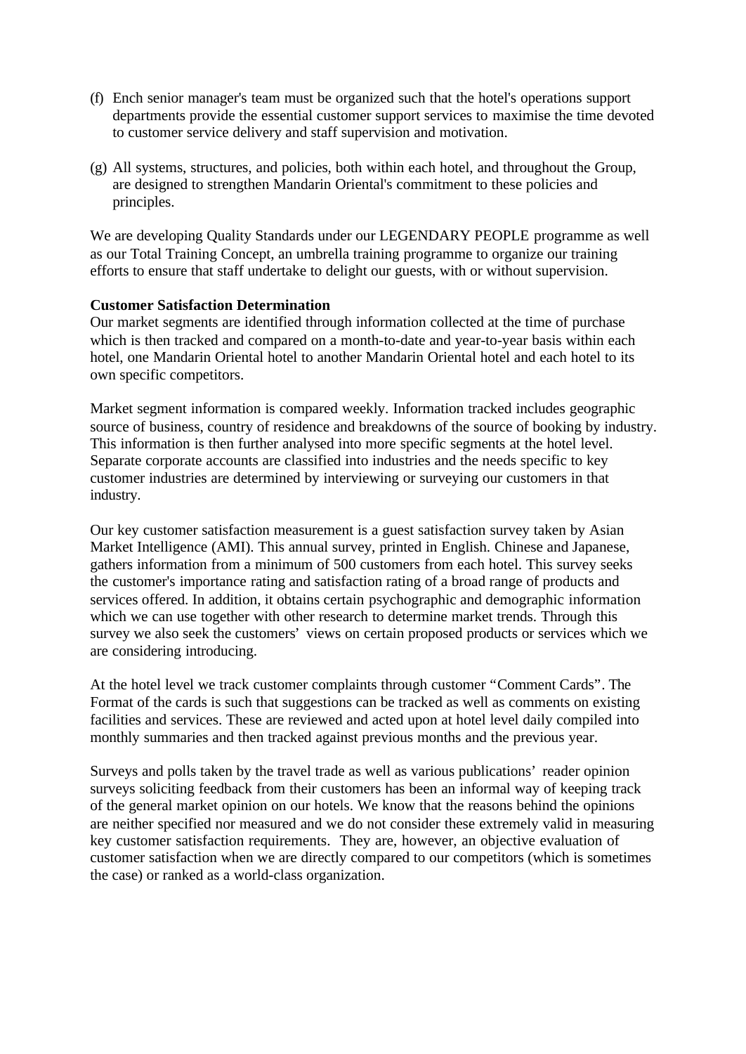(f) Ench senior manager's team must be organized such that the hotel's operations support departments provide the essential customer support services to maximise the time devoted to customer service delivery and staff supervision and motivation.

(g) All systems, structures, and policies, both within each hotel, and throughout the Group, are designed to strengthen Mandarin Oriental's commitment to these policies and principles.

We are developing Quality Standards under our LEGENDARY PEOPLE programme as well as our Total Training Concept, an umbrella training programme to organize our training efforts to ensure that staff undertake to delight our guests, with or without supervision.

**Customer Satisfaction Determination**
Our market segments are identified through information collected at the time of purchase which is then tracked and compared on a month-to-date and year-to-year basis within each hotel, one Mandarin Oriental hotel to another Mandarin Oriental hotel and each hotel to its own specific competitors.

Market segment information is compared weekly. Information tracked includes geographic source of business, country of residence and breakdowns of the source of booking by industry. This information is then further analysed into more specific segments at the hotel level. Separate corporate accounts are classified into industries and the needs specific to key customer industries are determined by interviewing or surveying our customers in that industry.

Our key customer satisfaction measurement is a guest satisfaction survey taken by Asian Market Intelligence (AMI). This annual survey, printed in English. Chinese and Japanese, gathers information from a minimum of 500 customers from each hotel. This survey seeks the customer's importance rating and satisfaction rating of a broad range of products and services offered. In addition, it obtains certain psychographic and demographic information which we can use together with other research to determine market trends. Through this survey we also seek the customers' views on certain proposed products or services which we are considering introducing.

At the hotel level we track customer complaints through customer "Comment Cards". The Format of the cards is such that suggestions can be tracked as well as comments on existing facilities and services. These are reviewed and acted upon at hotel level daily compiled into monthly summaries and then tracked against previous months and the previous year.

Surveys and polls taken by the travel trade as well as various publications' reader opinion surveys soliciting feedback from their customers has been an informal way of keeping track of the general market opinion on our hotels. We know that the reasons behind the opinions are neither specified nor measured and we do not consider these extremely valid in measuring key customer satisfaction requirements. They are, however, an objective evaluation of customer satisfaction when we are directly compared to our competitors (which is sometimes the case) or ranked as a world-class organization.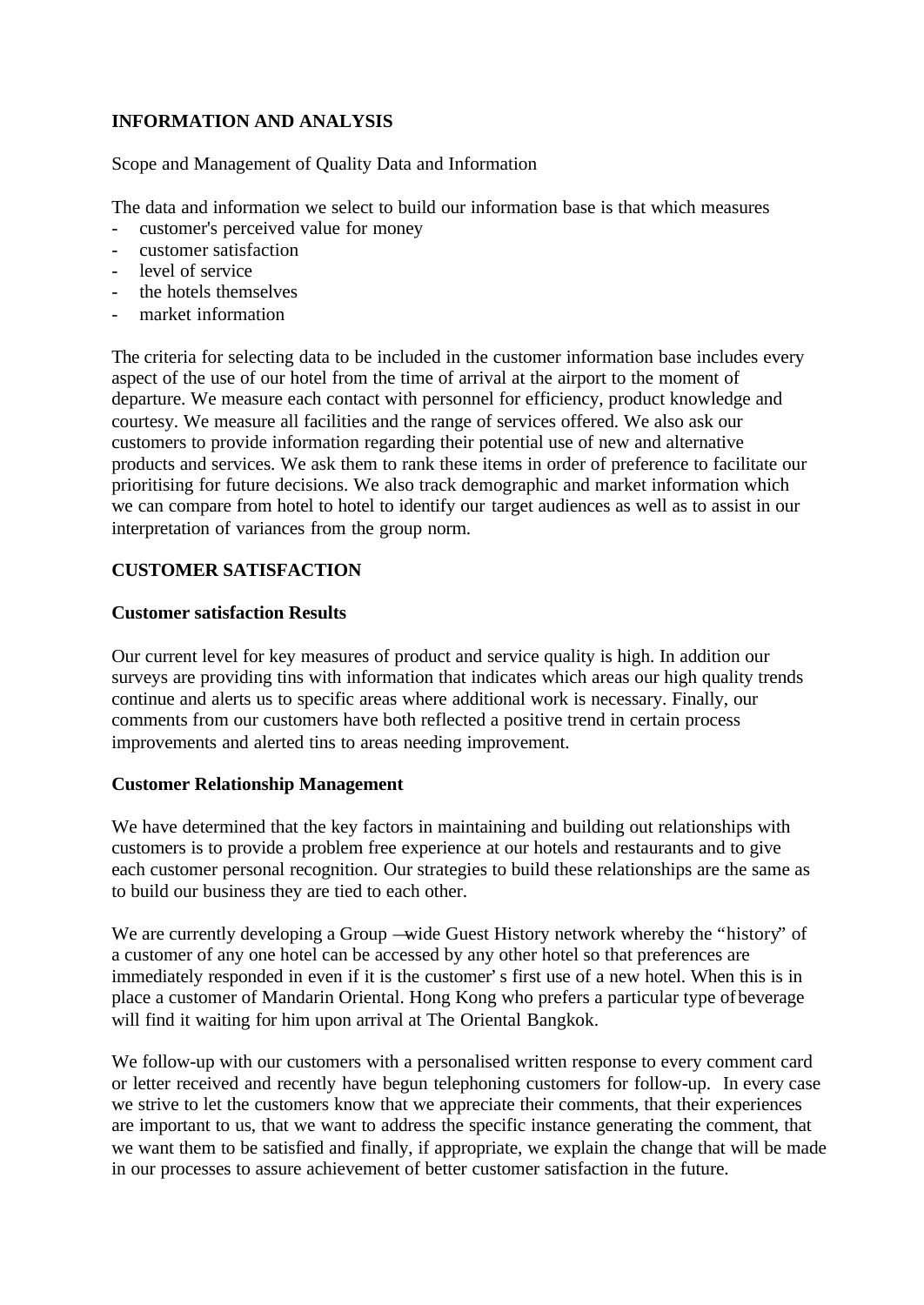**INFORMATION AND ANALYSIS**

Scope and Management of Quality Data and Information

The data and information we select to build our information base is that which measures

- customer's perceived value for money
- customer satisfaction
- level of service
- the hotels themselves
- market information

The criteria for selecting data to be included in the customer information base includes every aspect of the use of our hotel from the time of arrival at the airport to the moment of departure. We measure each contact with personnel for efficiency, product knowledge and courtesy. We measure all facilities and the range of services offered. We also ask our customers to provide information regarding their potential use of new and alternative products and services. We ask them to rank these items in order of preference to facilitate our prioritising for future decisions. We also track demographic and market information which we can compare from hotel to hotel to identify our target audiences as well as to assist in our interpretation of variances from the group norm.

**CUSTOMER SATISFACTION**

**Customer satisfaction Results**

Our current level for key measures of product and service quality is high. In addition our surveys are providing tins with information that indicates which areas our high quality trends continue and alerts us to specific areas where additional work is necessary. Finally, our comments from our customers have both reflected a positive trend in certain process improvements and alerted tins to areas needing improvement.

**Customer Relationship Management**

We have determined that the key factors in maintaining and building out relationships with customers is to provide a problem free experience at our hotels and restaurants and to give each customer personal recognition. Our strategies to build these relationships are the same as to build our business they are tied to each other.

We are currently developing a Group —wide Guest History network whereby the "history" of a customer of any one hotel can be accessed by any other hotel so that preferences are immediately responded in even if it is the customer's first use of a new hotel. When this is in place a customer of Mandarin Oriental. Hong Kong who prefers a particular type of beverage will find it waiting for him upon arrival at The Oriental Bangkok.

We follow-up with our customers with a personalised written response to every comment card or letter received and recently have begun telephoning customers for follow-up. In every case we strive to let the customers know that we appreciate their comments, that their experiences are important to us, that we want to address the specific instance generating the comment, that we want them to be satisfied and finally, if appropriate, we explain the change that will be made in our processes to assure achievement of better customer satisfaction in the future.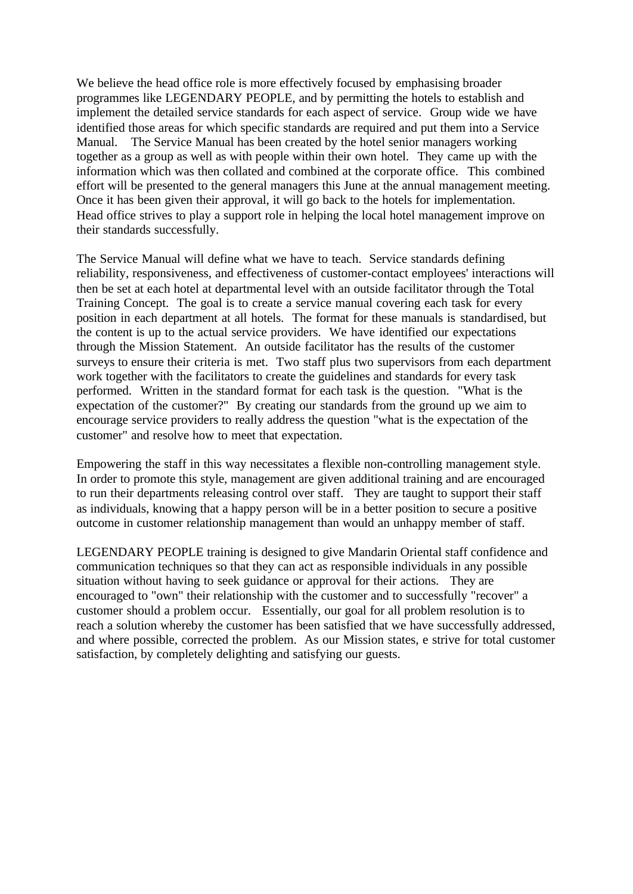We believe the head office role is more effectively focused by emphasising broader programmes like LEGENDARY PEOPLE, and by permitting the hotels to establish and implement the detailed service standards for each aspect of service. Group wide we have identified those areas for which specific standards are required and put them into a Service Manual. The Service Manual has been created by the hotel senior managers working together as a group as well as with people within their own hotel. They came up with the information which was then collated and combined at the corporate office. This combined effort will be presented to the general managers this June at the annual management meeting. Once it has been given their approval, it will go back to the hotels for implementation. Head office strives to play a support role in helping the local hotel management improve on their standards successfully.

The Service Manual will define what we have to teach. Service standards defining reliability, responsiveness, and effectiveness of customer-contact employees' interactions will then be set at each hotel at departmental level with an outside facilitator through the Total Training Concept. The goal is to create a service manual covering each task for every position in each department at all hotels. The format for these manuals is standardised, but the content is up to the actual service providers. We have identified our expectations through the Mission Statement. An outside facilitator has the results of the customer surveys to ensure their criteria is met. Two staff plus two supervisors from each department work together with the facilitators to create the guidelines and standards for every task performed. Written in the standard format for each task is the question. "What is the expectation of the customer?" By creating our standards from the ground up we aim to encourage service providers to really address the question "what is the expectation of the customer" and resolve how to meet that expectation.

Empowering the staff in this way necessitates a flexible non-controlling management style. In order to promote this style, management are given additional training and are encouraged to run their departments releasing control over staff. They are taught to support their staff as individuals, knowing that a happy person will be in a better position to secure a positive outcome in customer relationship management than would an unhappy member of staff.

LEGENDARY PEOPLE training is designed to give Mandarin Oriental staff confidence and communication techniques so that they can act as responsible individuals in any possible situation without having to seek guidance or approval for their actions. They are encouraged to "own" their relationship with the customer and to successfully "recover" a customer should a problem occur. Essentially, our goal for all problem resolution is to reach a solution whereby the customer has been satisfied that we have successfully addressed, and where possible, corrected the problem. As our Mission states, e strive for total customer satisfaction, by completely delighting and satisfying our guests.